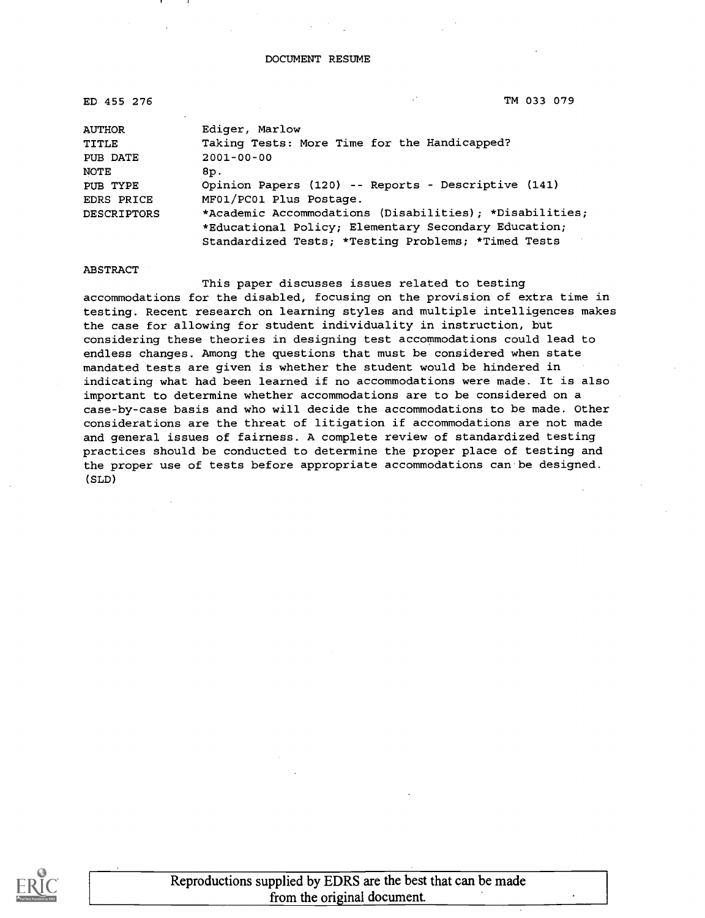DOCUMENT RESUME

| | |
|---|---|
| ED 455 276 | TM 033 079 |
| AUTHOR | Ediger, Marlow |
| TITLE | Taking Tests: More Time for the Handicapped? |
| PUB DATE | 2001-00-00 |
| NOTE | 8p. |
| PUB TYPE | Opinion Papers (120) -- Reports - Descriptive (141) |
| EDRS PRICE | MF01/PC01 Plus Postage. |
| DESCRIPTORS | *Academic Accommodations (Disabilities); *Disabilities; *Educational Policy; Elementary Secondary Education; Standardized Tests; *Testing Problems; *Timed Tests |

ABSTRACT

This paper discusses issues related to testing accommodations for the disabled, focusing on the provision of extra time in testing. Recent research on learning styles and multiple intelligences makes the case for allowing for student individuality in instruction, but considering these theories in designing test accommodations could lead to endless changes. Among the questions that must be considered when state mandated tests are given is whether the student would be hindered in indicating what had been learned if no accommodations were made. It is also important to determine whether accommodations are to be considered on a case-by-case basis and who will decide the accommodations to be made. Other considerations are the threat of litigation if accommodations are not made and general issues of fairness. A complete review of standardized testing practices should be conducted to determine the proper place of testing and the proper use of tests before appropriate accommodations can be designed. (SLD)

Reproductions supplied by EDRS are the best that can be made from the original document.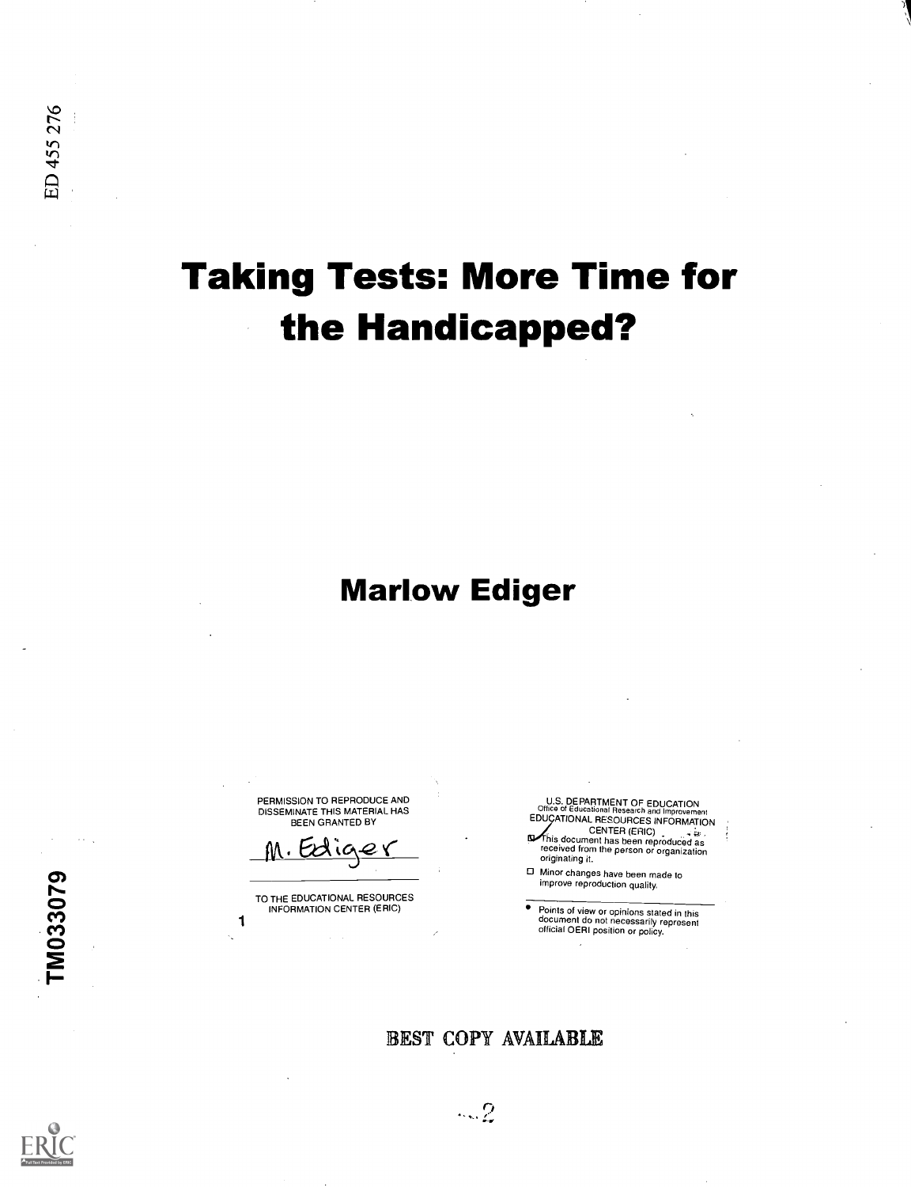ED 455 276

# Taking Tests: More Time for the Handicapped?

## Marlow Ediger

PERMISSION TO REPRODUCE AND DISSEMINATE THIS MATERIAL HAS BEEN GRANTED BY

M. Ediger

TO THE EDUCATIONAL RESOURCES INFORMATION CENTER (ERIC)

1

U.S. DEPARTMENT OF EDUCATION
Office of Educational Research and Improvement
EDUCATIONAL RESOURCES INFORMATION CENTER (ERIC)

- This document has been reproduced as received from the person or organization originating it.
- Minor changes have been made to improve reproduction quality.
- Points of view or opinions stated in this document do not necessarily represent official OERI position or policy.

TM033079

BEST COPY AVAILABLE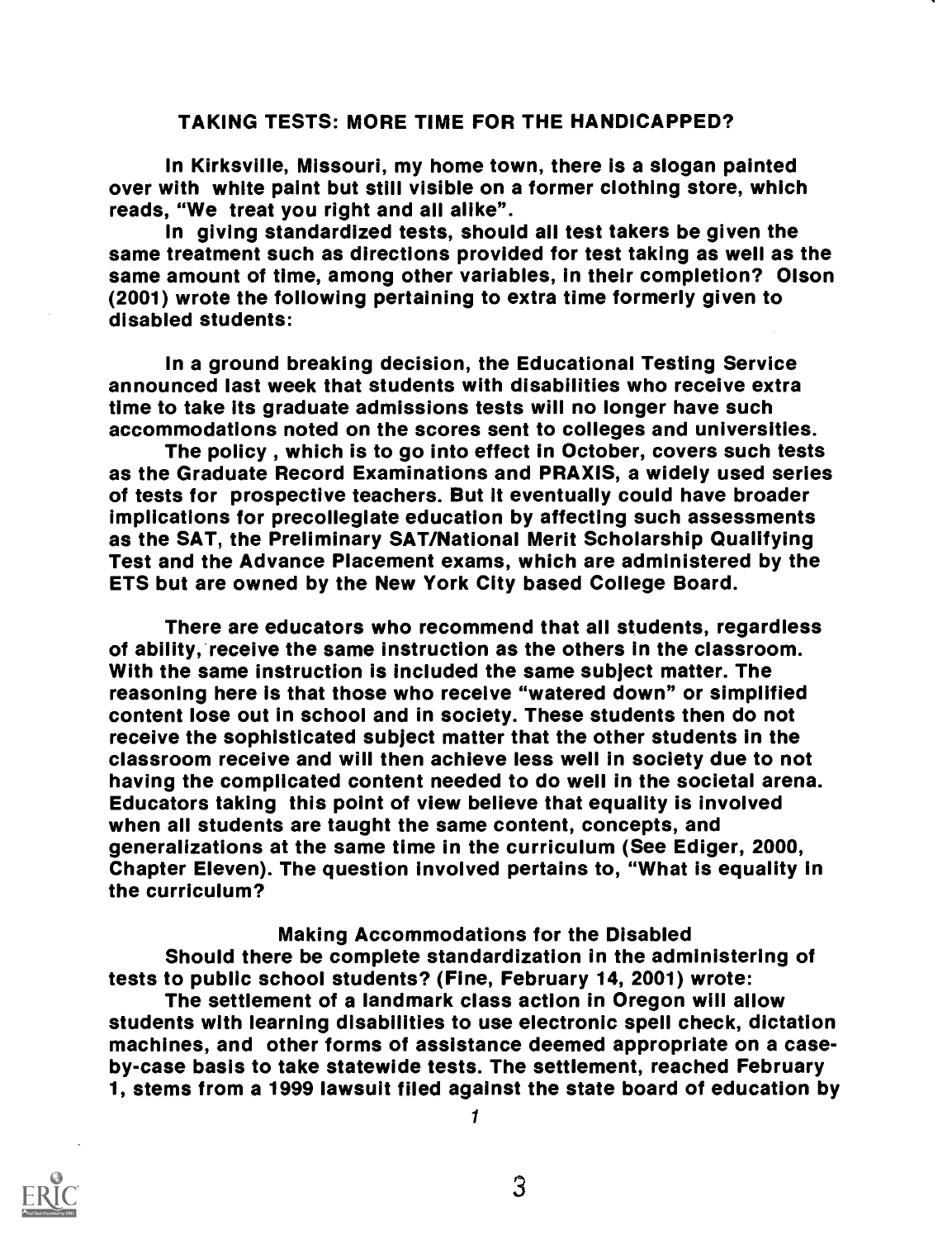## TAKING TESTS: MORE TIME FOR THE HANDICAPPED?

In Kirksville, Missouri, my home town, there is a slogan painted over with white paint but still visible on a former clothing store, which reads, "We treat you right and all alike".

In giving standardized tests, should all test takers be given the same treatment such as directions provided for test taking as well as the same amount of time, among other variables, in their completion? Olson (2001) wrote the following pertaining to extra time formerly given to disabled students:

> In a ground breaking decision, the Educational Testing Service announced last week that students with disabilities who receive extra time to take its graduate admissions tests will no longer have such accommodations noted on the scores sent to colleges and universities.
>
> The policy , which is to go into effect in October, covers such tests as the Graduate Record Examinations and PRAXIS, a widely used series of tests for prospective teachers. But it eventually could have broader implications for precollegiate education by affecting such assessments as the SAT, the Preliminary SAT/National Merit Scholarship Qualifying Test and the Advance Placement exams, which are administered by the ETS but are owned by the New York City based College Board.

There are educators who recommend that all students, regardless of ability, receive the same instruction as the others in the classroom. With the same instruction is included the same subject matter. The reasoning here is that those who receive "watered down" or simplified content lose out in school and in society. These students then do not receive the sophisticated subject matter that the other students in the classroom receive and will then achieve less well in society due to not having the complicated content needed to do well in the societal arena. Educators taking this point of view believe that equality is involved when all students are taught the same content, concepts, and generalizations at the same time in the curriculum (See Ediger, 2000, Chapter Eleven). The question involved pertains to, "What is equality in the curriculum?

### Making Accommodations for the Disabled

Should there be complete standardization in the administering of tests to public school students? (Fine, February 14, 2001) wrote:

> The settlement of a landmark class action in Oregon will allow students with learning disabilities to use electronic spell check, dictation machines, and other forms of assistance deemed appropriate on a case-by-case basis to take statewide tests. The settlement, reached February 1, stems from a 1999 lawsuit filed against the state board of education by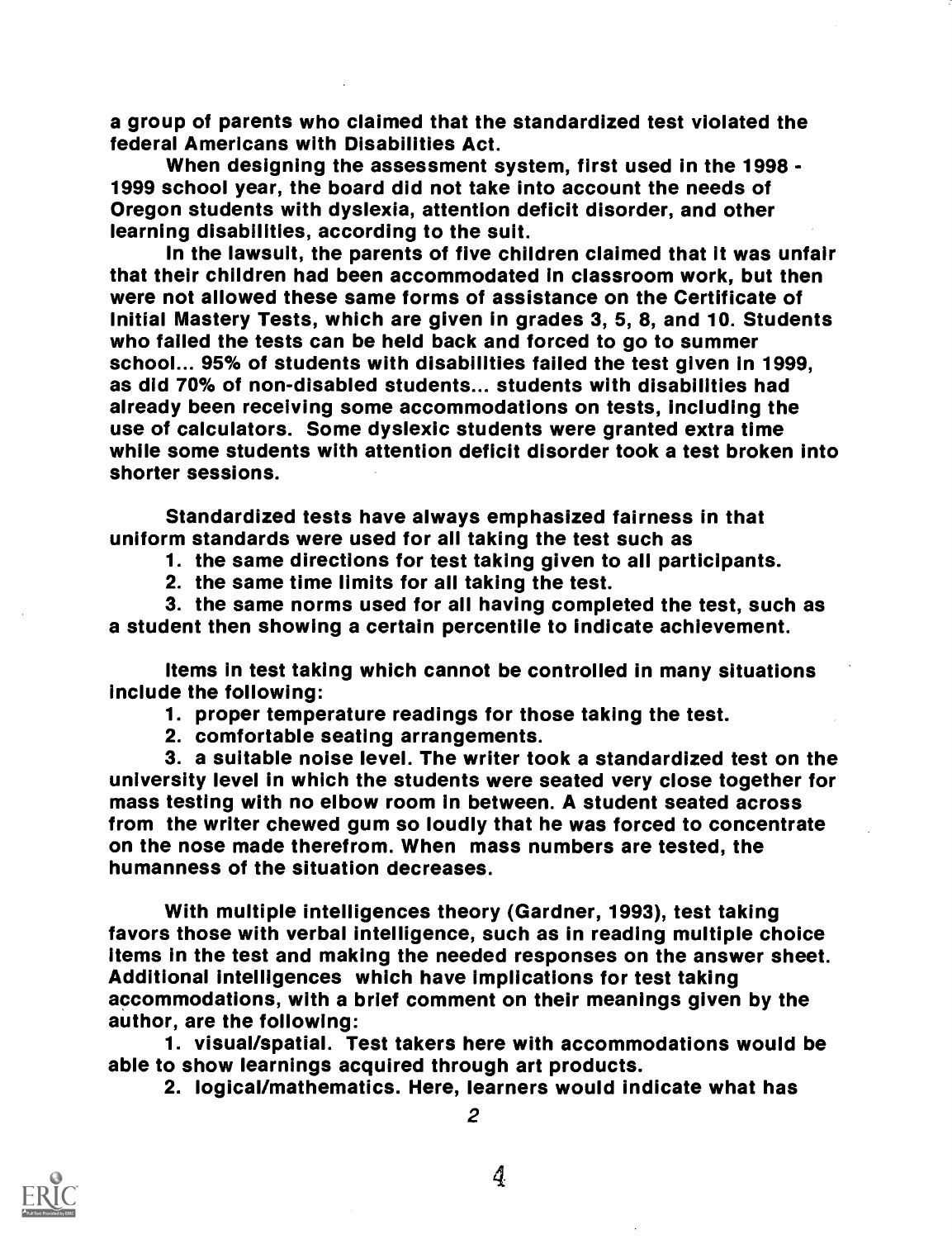a group of parents who claimed that the standardized test violated the federal Americans with Disabilities Act.

When designing the assessment system, first used in the 1998 - 1999 school year, the board did not take into account the needs of Oregon students with dyslexia, attention deficit disorder, and other learning disabilities, according to the suit.

In the lawsuit, the parents of five children claimed that it was unfair that their children had been accommodated in classroom work, but then were not allowed these same forms of assistance on the Certificate of Initial Mastery Tests, which are given in grades 3, 5, 8, and 10. Students who failed the tests can be held back and forced to go to summer school... 95% of students with disabilities failed the test given in 1999, as did 70% of non-disabled students... students with disabilities had already been receiving some accommodations on tests, including the use of calculators. Some dyslexic students were granted extra time while some students with attention deficit disorder took a test broken into shorter sessions.

Standardized tests have always emphasized fairness in that uniform standards were used for all taking the test such as

1. the same directions for test taking given to all participants.
2. the same time limits for all taking the test.
3. the same norms used for all having completed the test, such as a student then showing a certain percentile to indicate achievement.

Items in test taking which cannot be controlled in many situations include the following:

1. proper temperature readings for those taking the test.
2. comfortable seating arrangements.
3. a suitable noise level. The writer took a standardized test on the university level in which the students were seated very close together for mass testing with no elbow room in between. A student seated across from the writer chewed gum so loudly that he was forced to concentrate on the nose made therefrom. When mass numbers are tested, the humanness of the situation decreases.

With multiple intelligences theory (Gardner, 1993), test taking favors those with verbal intelligence, such as in reading multiple choice items in the test and making the needed responses on the answer sheet. Additional intelligences which have implications for test taking accommodations, with a brief comment on their meanings given by the author, are the following:

1. visual/spatial. Test takers here with accommodations would be able to show learnings acquired through art products.
2. logical/mathematics. Here, learners would indicate what has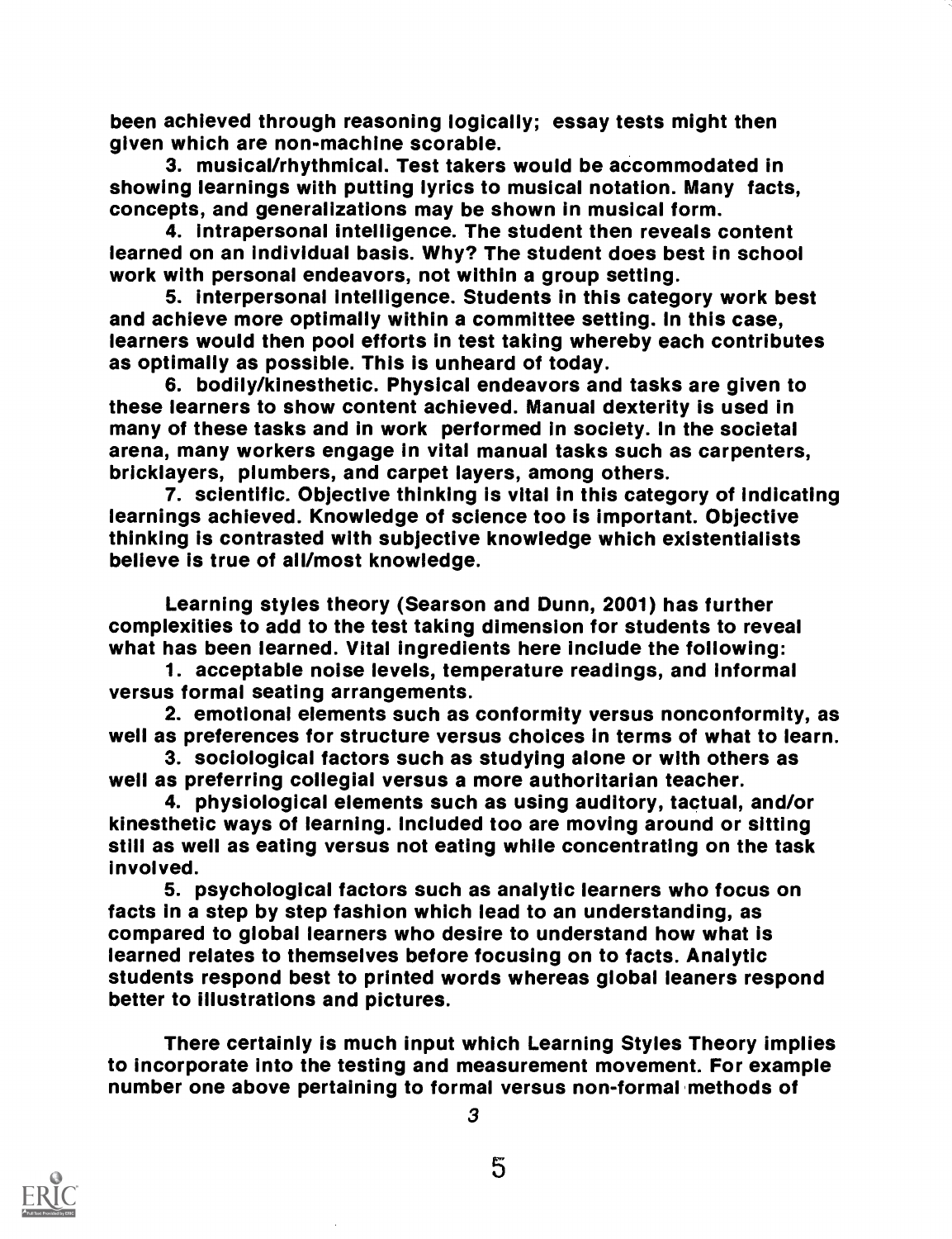been achieved through reasoning logically; essay tests might then given which are non-machine scorable.

3. musical/rhythmical. Test takers would be accommodated in showing learnings with putting lyrics to musical notation. Many facts, concepts, and generalizations may be shown in musical form.

4. intrapersonal intelligence. The student then reveals content learned on an individual basis. Why? The student does best in school work with personal endeavors, not within a group setting.

5. interpersonal intelligence. Students in this category work best and achieve more optimally within a committee setting. In this case, learners would then pool efforts in test taking whereby each contributes as optimally as possible. This is unheard of today.

6. bodily/kinesthetic. Physical endeavors and tasks are given to these learners to show content achieved. Manual dexterity is used in many of these tasks and in work performed in society. In the societal arena, many workers engage in vital manual tasks such as carpenters, bricklayers, plumbers, and carpet layers, among others.

7. scientific. Objective thinking is vital in this category of indicating learnings achieved. Knowledge of science too is important. Objective thinking is contrasted with subjective knowledge which existentialists believe is true of all/most knowledge.

Learning styles theory (Searson and Dunn, 2001) has further complexities to add to the test taking dimension for students to reveal what has been learned. Vital ingredients here include the following:

1. acceptable noise levels, temperature readings, and informal versus formal seating arrangements.

2. emotional elements such as conformity versus nonconformity, as well as preferences for structure versus choices in terms of what to learn.

3. sociological factors such as studying alone or with others as well as preferring collegial versus a more authoritarian teacher.

4. physiological elements such as using auditory, tactual, and/or kinesthetic ways of learning. Included too are moving around or sitting still as well as eating versus not eating while concentrating on the task involved.

5. psychological factors such as analytic learners who focus on facts in a step by step fashion which lead to an understanding, as compared to global learners who desire to understand how what is learned relates to themselves before focusing on to facts. Analytic students respond best to printed words whereas global leaners respond better to illustrations and pictures.

There certainly is much input which Learning Styles Theory implies to incorporate into the testing and measurement movement. For example number one above pertaining to formal versus non-formal methods of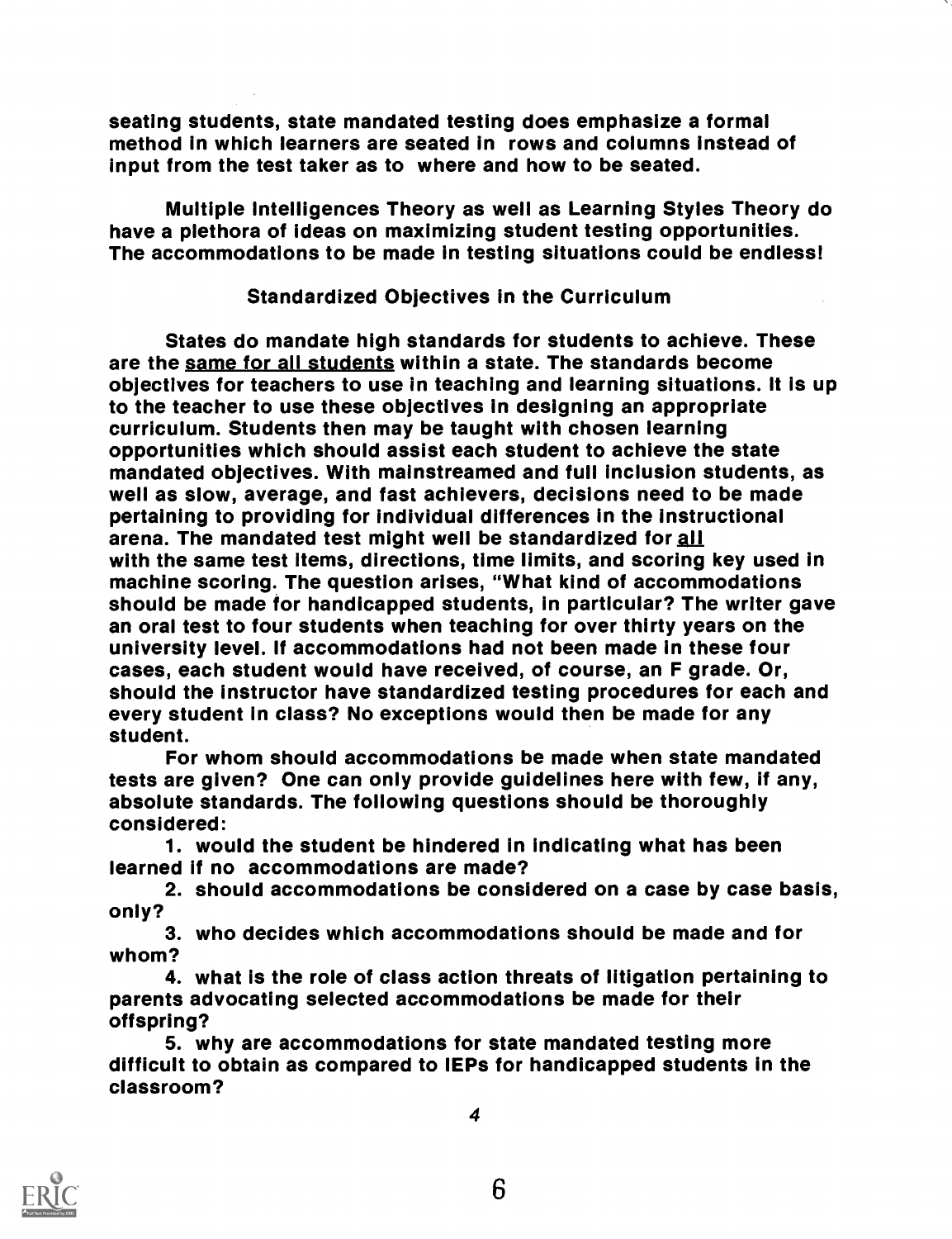seating students, state mandated testing does emphasize a formal method in which learners are seated in rows and columns instead of input from the test taker as to where and how to be seated.

Multiple Intelligences Theory as well as Learning Styles Theory do have a plethora of ideas on maximizing student testing opportunities. The accommodations to be made in testing situations could be endless!

## Standardized Objectives in the Curriculum

States do mandate high standards for students to achieve. These are the <u>same for all students</u> within a state. The standards become objectives for teachers to use in teaching and learning situations. It is up to the teacher to use these objectives in designing an appropriate curriculum. Students then may be taught with chosen learning opportunities which should assist each student to achieve the state mandated objectives. With mainstreamed and full inclusion students, as well as slow, average, and fast achievers, decisions need to be made pertaining to providing for individual differences in the instructional arena. The mandated test might well be standardized for <u>all</u> with the same test items, directions, time limits, and scoring key used in machine scoring. The question arises, "What kind of accommodations should be made for handicapped students, in particular? The writer gave an oral test to four students when teaching for over thirty years on the university level. If accommodations had not been made in these four cases, each student would have received, of course, an F grade. Or, should the instructor have standardized testing procedures for each and every student in class? No exceptions would then be made for any student.

For whom should accommodations be made when state mandated tests are given? One can only provide guidelines here with few, if any, absolute standards. The following questions should be thoroughly considered:

1. would the student be hindered in indicating what has been learned if no accommodations are made?
2. should accommodations be considered on a case by case basis, only?
3. who decides which accommodations should be made and for whom?
4. what is the role of class action threats of litigation pertaining to parents advocating selected accommodations be made for their offspring?
5. why are accommodations for state mandated testing more difficult to obtain as compared to IEPs for handicapped students in the classroom?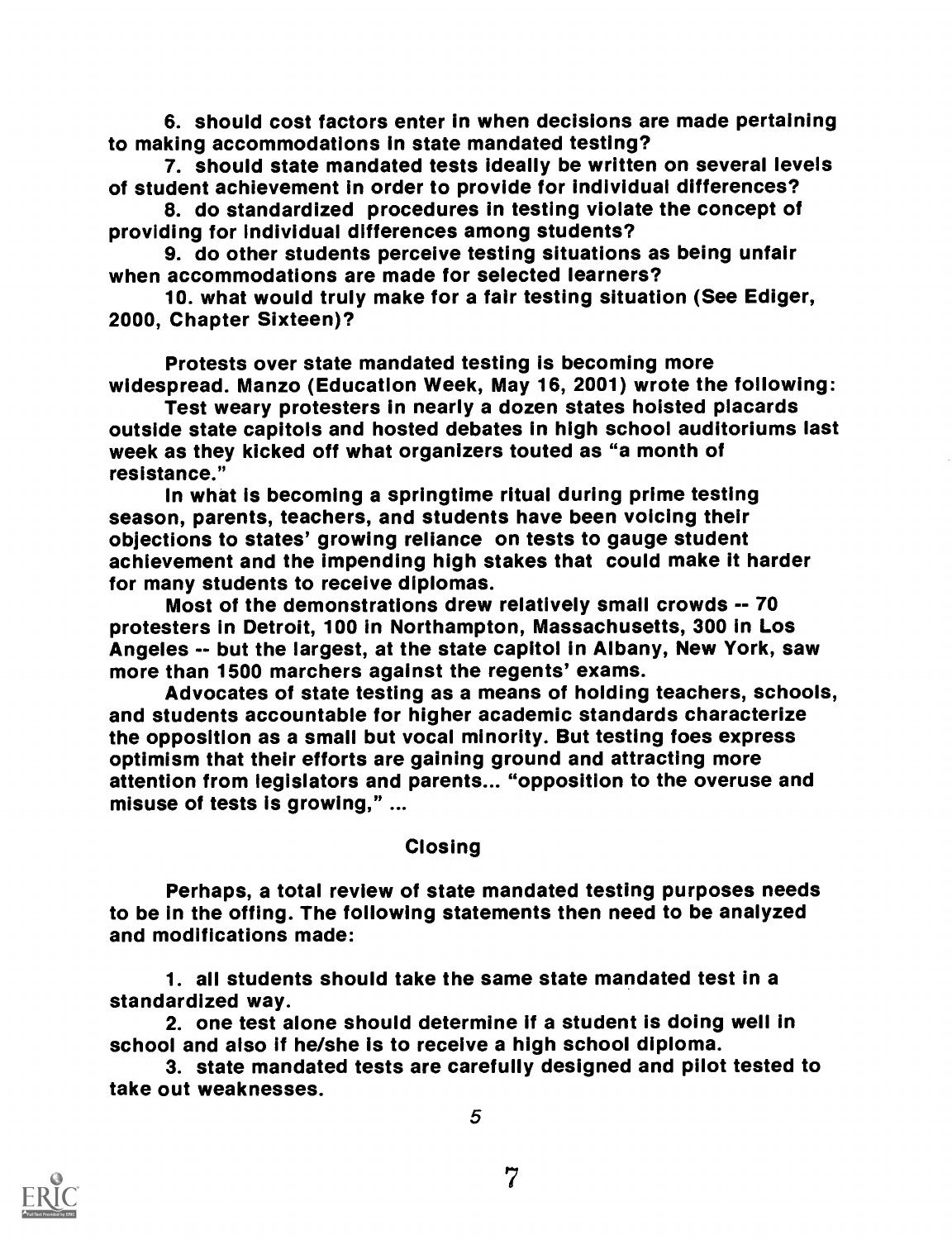6. should cost factors enter in when decisions are made pertaining to making accommodations in state mandated testing?

7. should state mandated tests ideally be written on several levels of student achievement in order to provide for individual differences?

8. do standardized procedures in testing violate the concept of providing for individual differences among students?

9. do other students perceive testing situations as being unfair when accommodations are made for selected learners?

10. what would truly make for a fair testing situation (See Ediger, 2000, Chapter Sixteen)?

Protests over state mandated testing is becoming more widespread. Manzo (Education Week, May 16, 2001) wrote the following:

Test weary protesters in nearly a dozen states hoisted placards outside state capitols and hosted debates in high school auditoriums last week as they kicked off what organizers touted as "a month of resistance."

In what is becoming a springtime ritual during prime testing season, parents, teachers, and students have been voicing their objections to states' growing reliance on tests to gauge student achievement and the impending high stakes that could make it harder for many students to receive diplomas.

Most of the demonstrations drew relatively small crowds -- 70 protesters in Detroit, 100 in Northampton, Massachusetts, 300 in Los Angeles -- but the largest, at the state capitol in Albany, New York, saw more than 1500 marchers against the regents' exams.

Advocates of state testing as a means of holding teachers, schools, and students accountable for higher academic standards characterize the opposition as a small but vocal minority. But testing foes express optimism that their efforts are gaining ground and attracting more attention from legislators and parents... "opposition to the overuse and misuse of tests is growing," ...

## Closing

Perhaps, a total review of state mandated testing purposes needs to be in the offing. The following statements then need to be analyzed and modifications made:

1. all students should take the same state mandated test in a standardized way.

2. one test alone should determine if a student is doing well in school and also if he/she is to receive a high school diploma.

3. state mandated tests are carefully designed and pilot tested to take out weaknesses.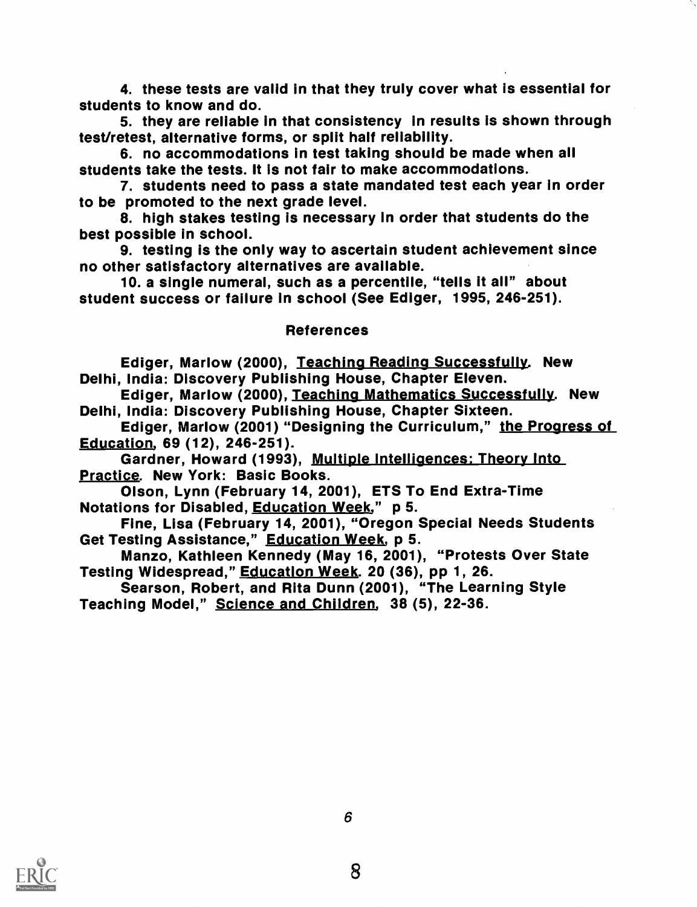4. these tests are valid in that they truly cover what is essential for students to know and do.

5. they are reliable in that consistency in results is shown through test/retest, alternative forms, or split half reliability.

6. no accommodations in test taking should be made when all students take the tests. It is not fair to make accommodations.

7. students need to pass a state mandated test each year in order to be promoted to the next grade level.

8. high stakes testing is necessary in order that students do the best possible in school.

9. testing is the only way to ascertain student achievement since no other satisfactory alternatives are available.

10. a single numeral, such as a percentile, "tells it all" about student success or failure in school (See Ediger, 1995, 246-251).

## References

Ediger, Marlow (2000), Teaching Reading Successfully. New Delhi, India: Discovery Publishing House, Chapter Eleven.

Ediger, Marlow (2000), Teaching Mathematics Successfully. New Delhi, India: Discovery Publishing House, Chapter Sixteen.

Ediger, Marlow (2001) "Designing the Curriculum," the Progress of Education, 69 (12), 246-251).

Gardner, Howard (1993), Multiple Intelligences: Theory Into Practice. New York: Basic Books.

Olson, Lynn (February 14, 2001), ETS To End Extra-Time Notations for Disabled, Education Week," p 5.

Fine, Lisa (February 14, 2001), "Oregon Special Needs Students Get Testing Assistance," Education Week, p 5.

Manzo, Kathleen Kennedy (May 16, 2001), "Protests Over State Testing Widespread," Education Week. 20 (36), pp 1, 26.

Searson, Robert, and Rita Dunn (2001), "The Learning Style Teaching Model," Science and Children, 38 (5), 22-36.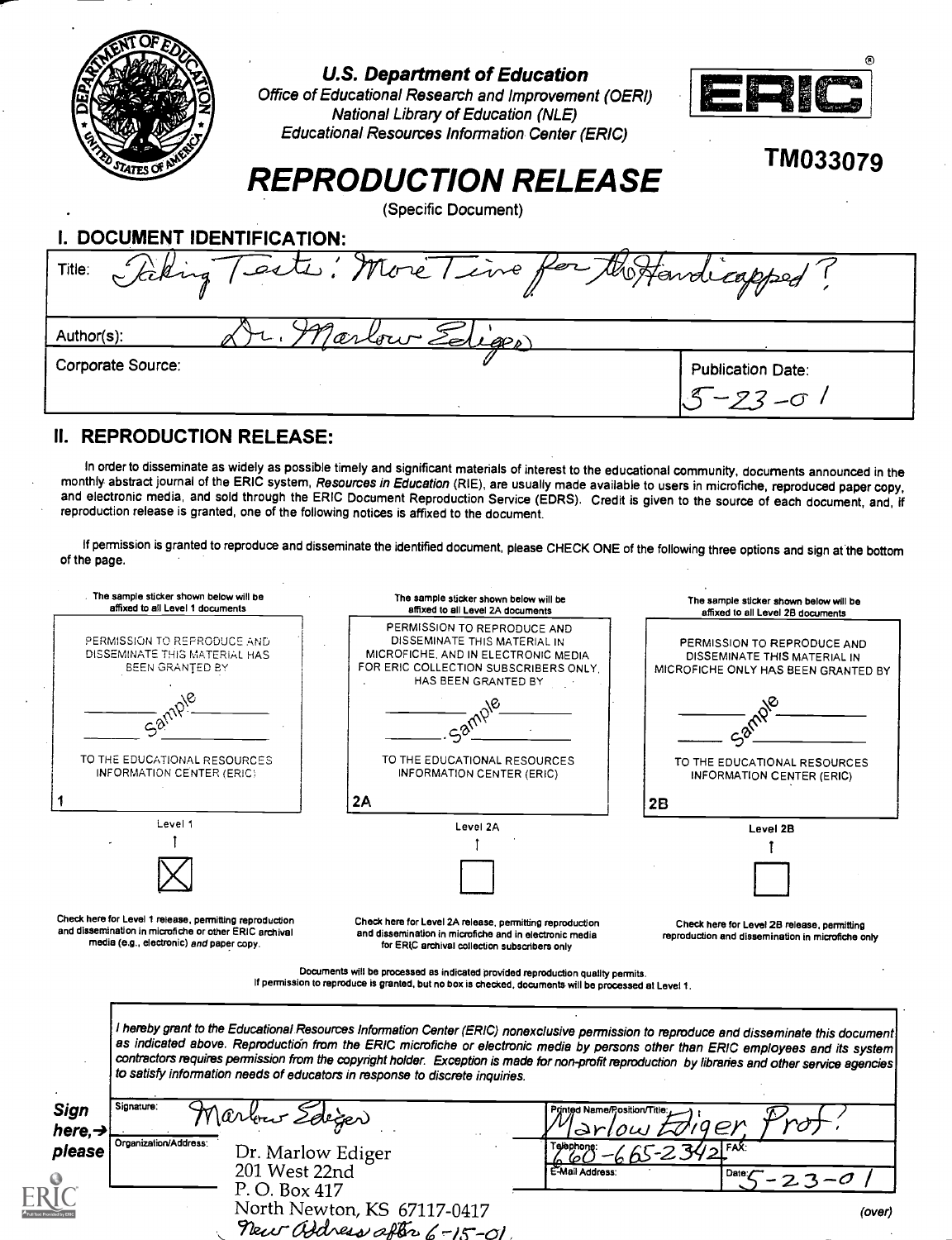U.S. Department of Education
Office of Educational Research and Improvement (OERI)
National Library of Education (NLE)
Educational Resources Information Center (ERIC)

ERIC®

TM033079

# REPRODUCTION RELEASE

(Specific Document)

## I. DOCUMENT IDENTIFICATION:

Title: Taking Tests: More Time for the Handicapped?

Author(s): Dr. Marlow Ediger

Corporate Source:

Publication Date: 5-23-01

## II. REPRODUCTION RELEASE:

In order to disseminate as widely as possible timely and significant materials of interest to the educational community, documents announced in the monthly abstract journal of the ERIC system, *Resources in Education* (RIE), are usually made available to users in microfiche, reproduced paper copy, and electronic media, and sold through the ERIC Document Reproduction Service (EDRS). Credit is given to the source of each document, and, if reproduction release is granted, one of the following notices is affixed to the document.

If permission is granted to reproduce and disseminate the identified document, please CHECK ONE of the following three options and sign at the bottom of the page.

| The sample sticker shown below will be affixed to all Level 1 documents | The sample sticker shown below will be affixed to all Level 2A documents | The sample sticker shown below will be affixed to all Level 2B documents |
|---|---|---|
| PERMISSION TO REPRODUCE AND DISSEMINATE THIS MATERIAL HAS BEEN GRANTED BY<br>Sample<br>TO THE EDUCATIONAL RESOURCES INFORMATION CENTER (ERIC) | PERMISSION TO REPRODUCE AND DISSEMINATE THIS MATERIAL IN MICROFICHE, AND IN ELECTRONIC MEDIA FOR ERIC COLLECTION SUBSCRIBERS ONLY, HAS BEEN GRANTED BY<br>Sample<br>TO THE EDUCATIONAL RESOURCES INFORMATION CENTER (ERIC) | PERMISSION TO REPRODUCE AND DISSEMINATE THIS MATERIAL IN MICROFICHE ONLY HAS BEEN GRANTED BY<br>Sample<br>TO THE EDUCATIONAL RESOURCES INFORMATION CENTER (ERIC) |
| 1 | 2A | 2B |
| Level 1 | Level 2A | Level 2B |
| [X] | [ ] | [ ] |
| Check here for Level 1 release, permitting reproduction and dissemination in microfiche or other ERIC archival media (e.g., electronic) *and* paper copy. | Check here for Level 2A release, permitting reproduction and dissemination in microfiche and in electronic media for ERIC archival collection subscribers only | Check here for Level 2B release, permitting reproduction and dissemination in microfiche only |

Documents will be processed as indicated provided reproduction quality permits.
If permission to reproduce is granted, but no box is checked, documents will be processed at Level 1.

*I hereby grant to the Educational Resources Information Center (ERIC) nonexclusive permission to reproduce and disseminate this document as indicated above. Reproduction from the ERIC microfiche or electronic media by persons other than ERIC employees and its system contractors requires permission from the copyright holder. Exception is made for non-profit reproduction by libraries and other service agencies to satisfy information needs of educators in response to discrete inquiries.*

**Sign here, → please**

Signature: Marlow Ediger

Printed Name/Position/Title: Marlow Ediger, Prof.

Organization/Address: Dr. Marlow Ediger
201 West 22nd
P. O. Box 417
North Newton, KS 67117-0417
New Address after 6-15-01.

Telephone: 660-665-2342

FAX:

E-Mail Address:

Date: 5-23-01

(over)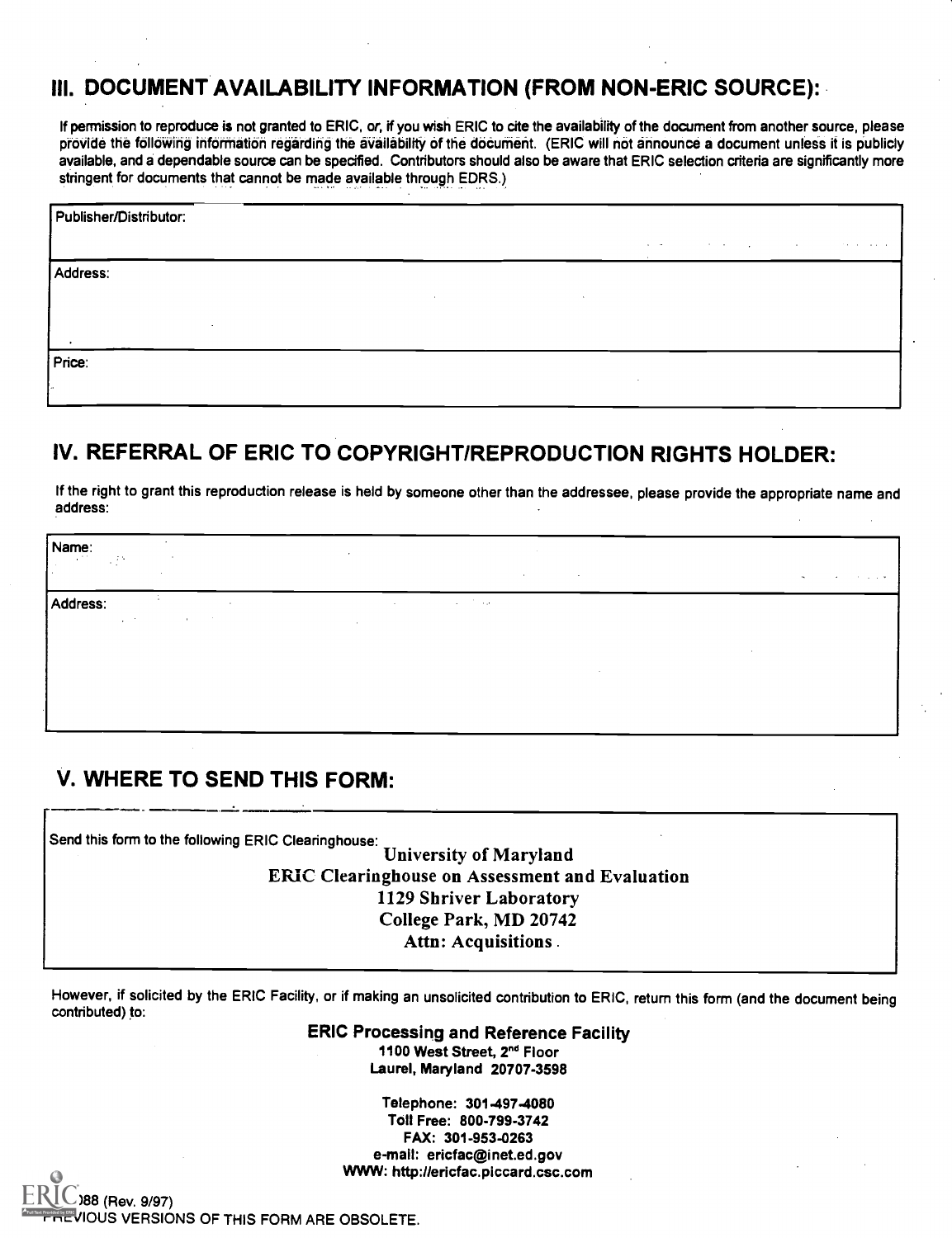## III. DOCUMENT AVAILABILITY INFORMATION (FROM NON-ERIC SOURCE):

If permission to reproduce is not granted to ERIC, or, if you wish ERIC to cite the availability of the document from another source, please provide the following information regarding the availability of the document. (ERIC will not announce a document unless it is publicly available, and a dependable source can be specified. Contributors should also be aware that ERIC selection criteria are significantly more stringent for documents that cannot be made available through EDRS.)

| |
|---|
| Publisher/Distributor: |
| Address: |
| Price: |

## IV. REFERRAL OF ERIC TO COPYRIGHT/REPRODUCTION RIGHTS HOLDER:

If the right to grant this reproduction release is held by someone other than the addressee, please provide the appropriate name and address:

| |
|---|
| Name: |
| Address: |

## V. WHERE TO SEND THIS FORM:

Send this form to the following ERIC Clearinghouse:

**University of Maryland**
**ERIC Clearinghouse on Assessment and Evaluation**
**1129 Shriver Laboratory**
**College Park, MD 20742**
**Attn: Acquisitions**

However, if solicited by the ERIC Facility, or if making an unsolicited contribution to ERIC, return this form (and the document being contributed) to:

**ERIC Processing and Reference Facility**
**1100 West Street, 2nd Floor**
**Laurel, Maryland 20707-3598**

**Telephone: 301-497-4080**
**Toll Free: 800-799-3742**
**FAX: 301-953-0263**
**e-mail: ericfac@inet.ed.gov**
**WWW: http://ericfac.piccard.csc.com**

)88 (Rev. 9/97)
PREVIOUS VERSIONS OF THIS FORM ARE OBSOLETE.